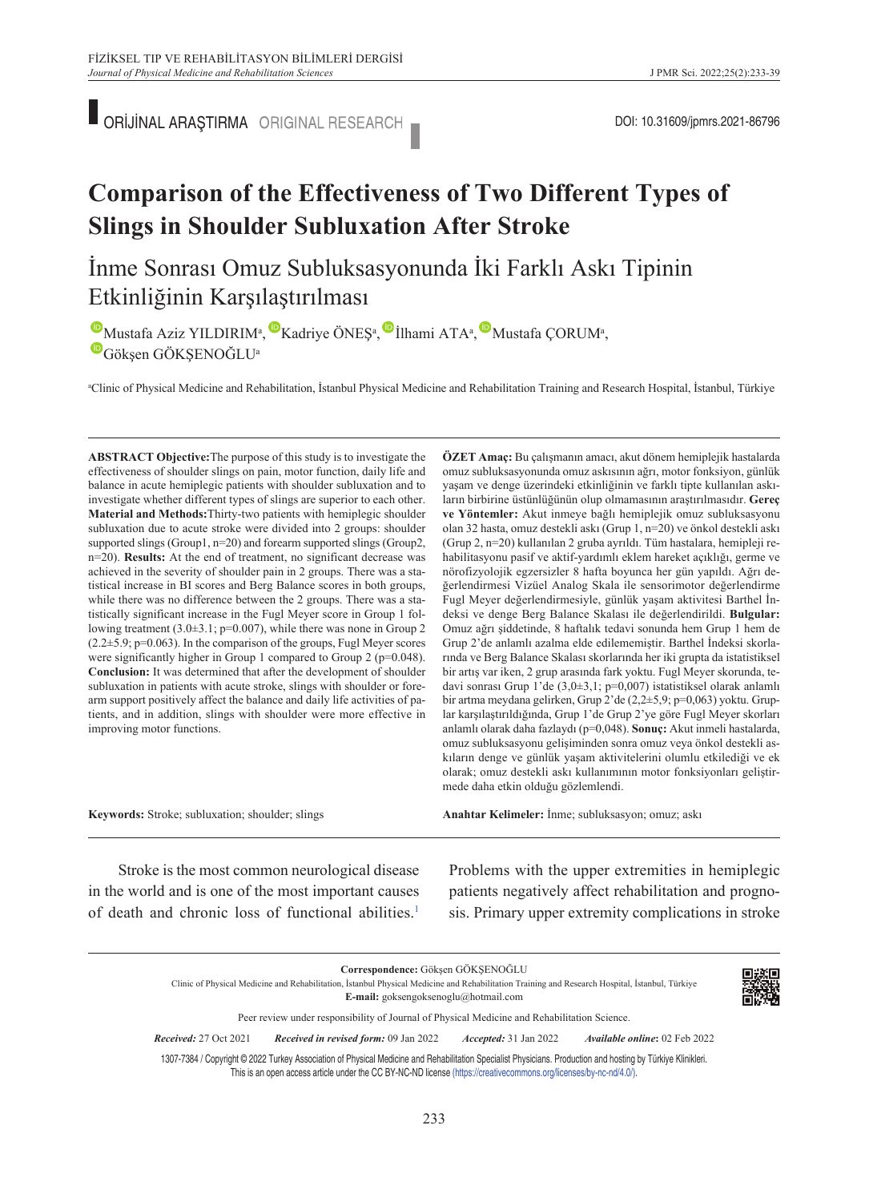ORİJİNAL ARAŞTIRMA ORIGINAL RESEARCH

DOI: 10.31609/jpmrs.2021-86796

# Comparison of the Effectiveness of Two Different Types of Slings in Shoulder Subluxation After Stroke

## İnme Sonrası Omuz Subluksasyonunda İki Farklı Askı Tipinin Etkinliğinin Karşılaştırılması

Mustafa Aziz YILDIRIM[a], Kadriye ÖNEŞ[a], İlhami ATA[a], Mustafa ÇORUM[a], Gökşen GÖKŞENOĞLU[a]

[a]Clinic of Physical Medicine and Rehabilitation, İstanbul Physical Medicine and Rehabilitation Training and Research Hospital, İstanbul, Türkiye

**ABSTRACT Objective:** The purpose of this study is to investigate the effectiveness of shoulder slings on pain, motor function, daily life and balance in acute hemiplegic patients with shoulder subluxation and to investigate whether different types of slings are superior to each other. **Material and Methods:** Thirty-two patients with hemiplegic shoulder subluxation due to acute stroke were divided into 2 groups: shoulder supported slings (Group1, n=20) and forearm supported slings (Group2, n=20). **Results:** At the end of treatment, no significant decrease was achieved in the severity of shoulder pain in 2 groups. There was a statistical increase in BI scores and Berg Balance scores in both groups, while there was no difference between the 2 groups. There was a statistically significant increase in the Fugl Meyer score in Group 1 following treatment (3.0±3.1; p=0.007), while there was none in Group 2 (2.2±5.9; p=0.063). In the comparison of the groups, Fugl Meyer scores were significantly higher in Group 1 compared to Group 2 (p=0.048). **Conclusion:** It was determined that after the development of shoulder subluxation in patients with acute stroke, slings with shoulder or forearm support positively affect the balance and daily life activities of patients, and in addition, slings with shoulder were more effective in improving motor functions.

**Keywords:** Stroke; subluxation; shoulder; slings

**ÖZET Amaç:** Bu çalışmanın amacı, akut dönem hemiplejik hastalarda omuz subluksasyonunda omuz askısının ağrı, motor fonksiyon, günlük yaşam ve denge üzerindeki etkinliğinin ve farklı tipte kullanılan askıların birbirine üstünlüğünün olup olmamasının araştırılmasıdır. **Gereç ve Yöntemler:** Akut inmeye bağlı hemiplejik omuz subluksasyonu olan 32 hasta, omuz destekli askı (Grup 1, n=20) ve önkol destekli askı (Grup 2, n=20) kullanılan 2 gruba ayrıldı. Tüm hastalara, hemipleji rehabilitasyonu pasif ve aktif-yardımlı eklem hareket açıklığı, germe ve nörofizyolojik egzersizler 8 hafta boyunca her gün yapıldı. Ağrı değerlendirmesi Vizüel Analog Skala ile sensorimotor değerlendirme Fugl Meyer değerlendirmesiyle, günlük yaşam aktivitesi Barthel İndeksi ve denge Berg Balance Skalası ile değerlendirildi. **Bulgular:** Omuz ağrı şiddetinde, 8 haftalık tedavi sonunda hem Grup 1 hem de Grup 2'de anlamlı azalma elde edilememiştir. Barthel İndeksi skorlarında ve Berg Balance Skalası skorlarında her iki grupta da istatistiksel bir artış var iken, 2 grup arasında fark yoktu. Fugl Meyer skorunda, tedavi sonrası Grup 1'de (3,0±3,1; p=0,007) istatistiksel olarak anlamlı bir artma meydana gelirken, Grup 2'de (2,2±5,9; p=0,063) yoktu. Gruplar karşılaştırıldığında, Grup 1'de Grup 2'ye göre Fugl Meyer skorları anlamlı olarak daha fazlaydı (p=0,048). **Sonuç:** Akut inmeli hastalarda, omuz subluksasyonu gelişiminden sonra omuz veya önkol destekli askıların denge ve günlük yaşam aktivitelerini olumlu etkilediği ve ek olarak; omuz destekli askı kullanımının motor fonksiyonları geliştirmede daha etkin olduğu gözlemlendi.

**Anahtar Kelimeler:** İnme; subluksasyon; omuz; askı

Stroke is the most common neurological disease in the world and is one of the most important causes of death and chronic loss of functional abilities.[1] Problems with the upper extremities in hemiplegic patients negatively affect rehabilitation and prognosis. Primary upper extremity complications in stroke

**Correspondence:** Gökşen GÖKŞENOĞLU
Clinic of Physical Medicine and Rehabilitation, İstanbul Physical Medicine and Rehabilitation Training and Research Hospital, İstanbul, Türkiye
**E-mail:** goksengoksenoglu@hotmail.com

Peer review under responsibility of Journal of Physical Medicine and Rehabilitation Science.

*Received:* 27 Oct 2021 *Received in revised form:* 09 Jan 2022 *Accepted:* 31 Jan 2022 *Available online:* 02 Feb 2022

1307-7384 / Copyright © 2022 Turkey Association of Physical Medicine and Rehabilitation Specialist Physicians. Production and hosting by Türkiye Klinikleri.
This is an open access article under the CC BY-NC-ND license (https://creativecommons.org/licenses/by-nc-nd/4.0/).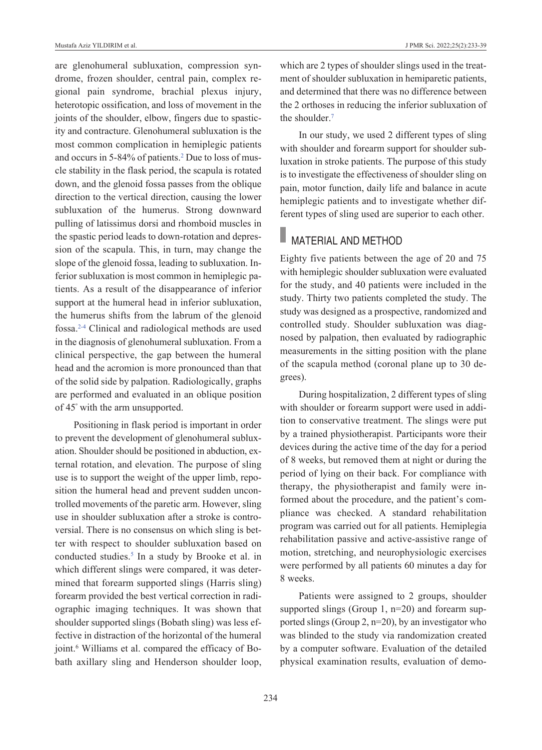are glenohumeral subluxation, compression syndrome, frozen shoulder, central pain, complex regional pain syndrome, brachial plexus injury, heterotopic ossification, and loss of movement in the joints of the shoulder, elbow, fingers due to spasticity and contracture. Glenohumeral subluxation is the most common complication in hemiplegic patients and occurs in 5-84% of patients.[2] Due to loss of muscle stability in the flask period, the scapula is rotated down, and the glenoid fossa passes from the oblique direction to the vertical direction, causing the lower subluxation of the humerus. Strong downward pulling of latissimus dorsi and rhomboid muscles in the spastic period leads to down-rotation and depression of the scapula. This, in turn, may change the slope of the glenoid fossa, leading to subluxation. Inferior subluxation is most common in hemiplegic patients. As a result of the disappearance of inferior support at the humeral head in inferior subluxation, the humerus shifts from the labrum of the glenoid fossa.[2-4] Clinical and radiological methods are used in the diagnosis of glenohumeral subluxation. From a clinical perspective, the gap between the humeral head and the acromion is more pronounced than that of the solid side by palpation. Radiologically, graphs are performed and evaluated in an oblique position of 45° with the arm unsupported.

Positioning in flask period is important in order to prevent the development of glenohumeral subluxation. Shoulder should be positioned in abduction, external rotation, and elevation. The purpose of sling use is to support the weight of the upper limb, reposition the humeral head and prevent sudden uncontrolled movements of the paretic arm. However, sling use in shoulder subluxation after a stroke is controversial. There is no consensus on which sling is better with respect to shoulder subluxation based on conducted studies.[5] In a study by Brooke et al. in which different slings were compared, it was determined that forearm supported slings (Harris sling) forearm provided the best vertical correction in radiographic imaging techniques. It was shown that shoulder supported slings (Bobath sling) was less effective in distraction of the horizontal of the humeral joint.[6] Williams et al. compared the efficacy of Bobath axillary sling and Henderson shoulder loop, which are 2 types of shoulder slings used in the treatment of shoulder subluxation in hemiparetic patients, and determined that there was no difference between the 2 orthoses in reducing the inferior subluxation of the shoulder.[7]

In our study, we used 2 different types of sling with shoulder and forearm support for shoulder subluxation in stroke patients. The purpose of this study is to investigate the effectiveness of shoulder sling on pain, motor function, daily life and balance in acute hemiplegic patients and to investigate whether different types of sling used are superior to each other.

## MATERIAL AND METHOD

Eighty five patients between the age of 20 and 75 with hemiplegic shoulder subluxation were evaluated for the study, and 40 patients were included in the study. Thirty two patients completed the study. The study was designed as a prospective, randomized and controlled study. Shoulder subluxation was diagnosed by palpation, then evaluated by radiographic measurements in the sitting position with the plane of the scapula method (coronal plane up to 30 degrees).

During hospitalization, 2 different types of sling with shoulder or forearm support were used in addition to conservative treatment. The slings were put by a trained physiotherapist. Participants wore their devices during the active time of the day for a period of 8 weeks, but removed them at night or during the period of lying on their back. For compliance with therapy, the physiotherapist and family were informed about the procedure, and the patient's compliance was checked. A standard rehabilitation program was carried out for all patients. Hemiplegia rehabilitation passive and active-assistive range of motion, stretching, and neurophysiologic exercises were performed by all patients 60 minutes a day for 8 weeks.

Patients were assigned to 2 groups, shoulder supported slings (Group 1, n=20) and forearm supported slings (Group 2, n=20), by an investigator who was blinded to the study via randomization created by a computer software. Evaluation of the detailed physical examination results, evaluation of demo-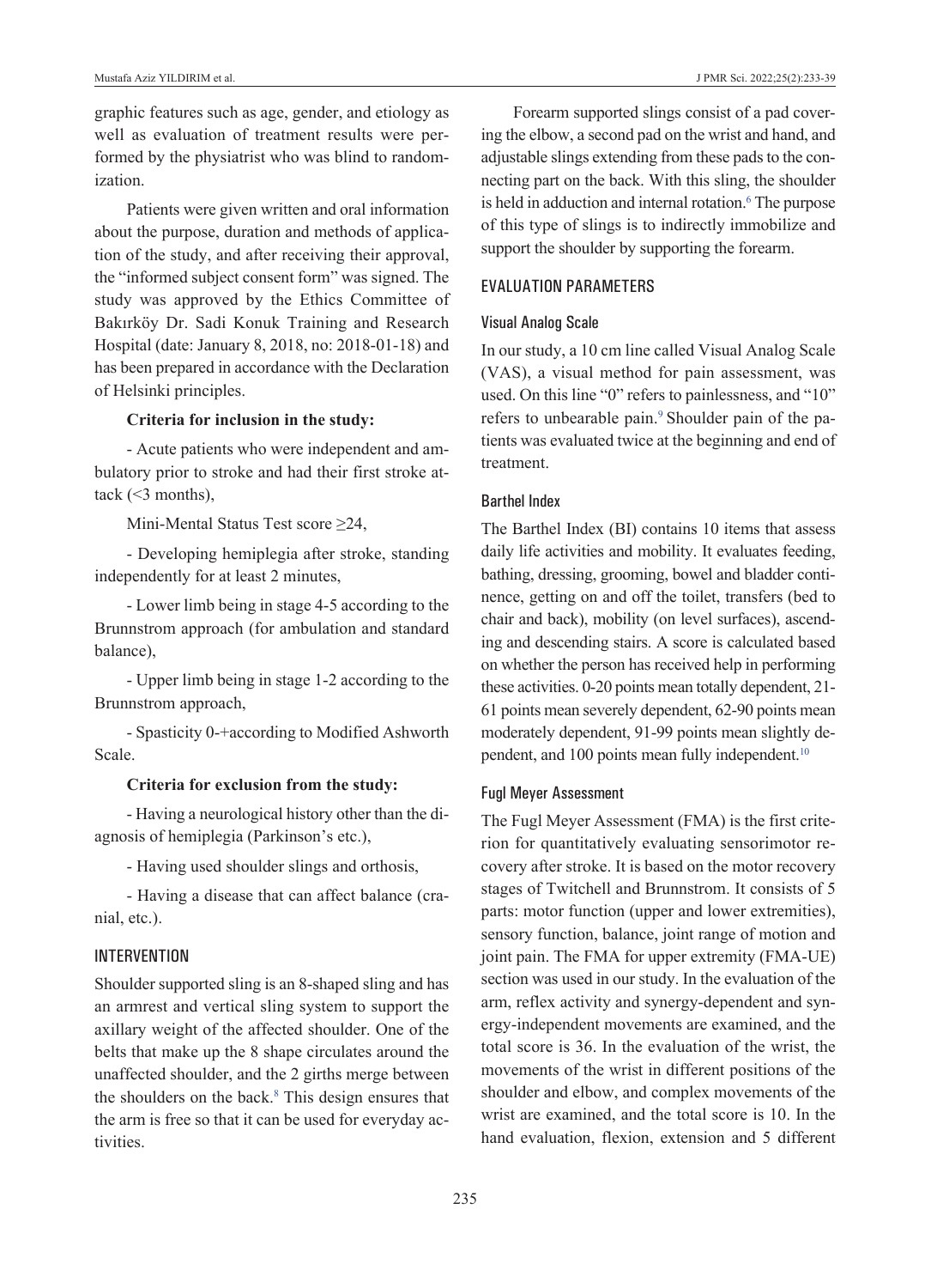graphic features such as age, gender, and etiology as well as evaluation of treatment results were performed by the physiatrist who was blind to randomization.

Patients were given written and oral information about the purpose, duration and methods of application of the study, and after receiving their approval, the "informed subject consent form" was signed. The study was approved by the Ethics Committee of Bakırköy Dr. Sadi Konuk Training and Research Hospital (date: January 8, 2018, no: 2018-01-18) and has been prepared in accordance with the Declaration of Helsinki principles.

**Criteria for inclusion in the study:**

- Acute patients who were independent and ambulatory prior to stroke and had their first stroke attack (<3 months),

Mini-Mental Status Test score ≥24,

- Developing hemiplegia after stroke, standing independently for at least 2 minutes,

- Lower limb being in stage 4-5 according to the Brunnstrom approach (for ambulation and standard balance),

- Upper limb being in stage 1-2 according to the Brunnstrom approach,

- Spasticity 0-+according to Modified Ashworth Scale.

**Criteria for exclusion from the study:**

- Having a neurological history other than the diagnosis of hemiplegia (Parkinson's etc.),

- Having used shoulder slings and orthosis,

- Having a disease that can affect balance (cranial, etc.).

## INTERVENTION

Shoulder supported sling is an 8-shaped sling and has an armrest and vertical sling system to support the axillary weight of the affected shoulder. One of the belts that make up the 8 shape circulates around the unaffected shoulder, and the 2 girths merge between the shoulders on the back.[8] This design ensures that the arm is free so that it can be used for everyday activities.

Forearm supported slings consist of a pad covering the elbow, a second pad on the wrist and hand, and adjustable slings extending from these pads to the connecting part on the back. With this sling, the shoulder is held in adduction and internal rotation.[6] The purpose of this type of slings is to indirectly immobilize and support the shoulder by supporting the forearm.

## EVALUATION PARAMETERS

### Visual Analog Scale

In our study, a 10 cm line called Visual Analog Scale (VAS), a visual method for pain assessment, was used. On this line "0" refers to painlessness, and "10" refers to unbearable pain.[9] Shoulder pain of the patients was evaluated twice at the beginning and end of treatment.

### Barthel Index

The Barthel Index (BI) contains 10 items that assess daily life activities and mobility. It evaluates feeding, bathing, dressing, grooming, bowel and bladder continence, getting on and off the toilet, transfers (bed to chair and back), mobility (on level surfaces), ascending and descending stairs. A score is calculated based on whether the person has received help in performing these activities. 0-20 points mean totally dependent, 21-61 points mean severely dependent, 62-90 points mean moderately dependent, 91-99 points mean slightly dependent, and 100 points mean fully independent.[10]

### Fugl Meyer Assessment

The Fugl Meyer Assessment (FMA) is the first criterion for quantitatively evaluating sensorimotor recovery after stroke. It is based on the motor recovery stages of Twitchell and Brunnstrom. It consists of 5 parts: motor function (upper and lower extremities), sensory function, balance, joint range of motion and joint pain. The FMA for upper extremity (FMA-UE) section was used in our study. In the evaluation of the arm, reflex activity and synergy-dependent and synergy-independent movements are examined, and the total score is 36. In the evaluation of the wrist, the movements of the wrist in different positions of the shoulder and elbow, and complex movements of the wrist are examined, and the total score is 10. In the hand evaluation, flexion, extension and 5 different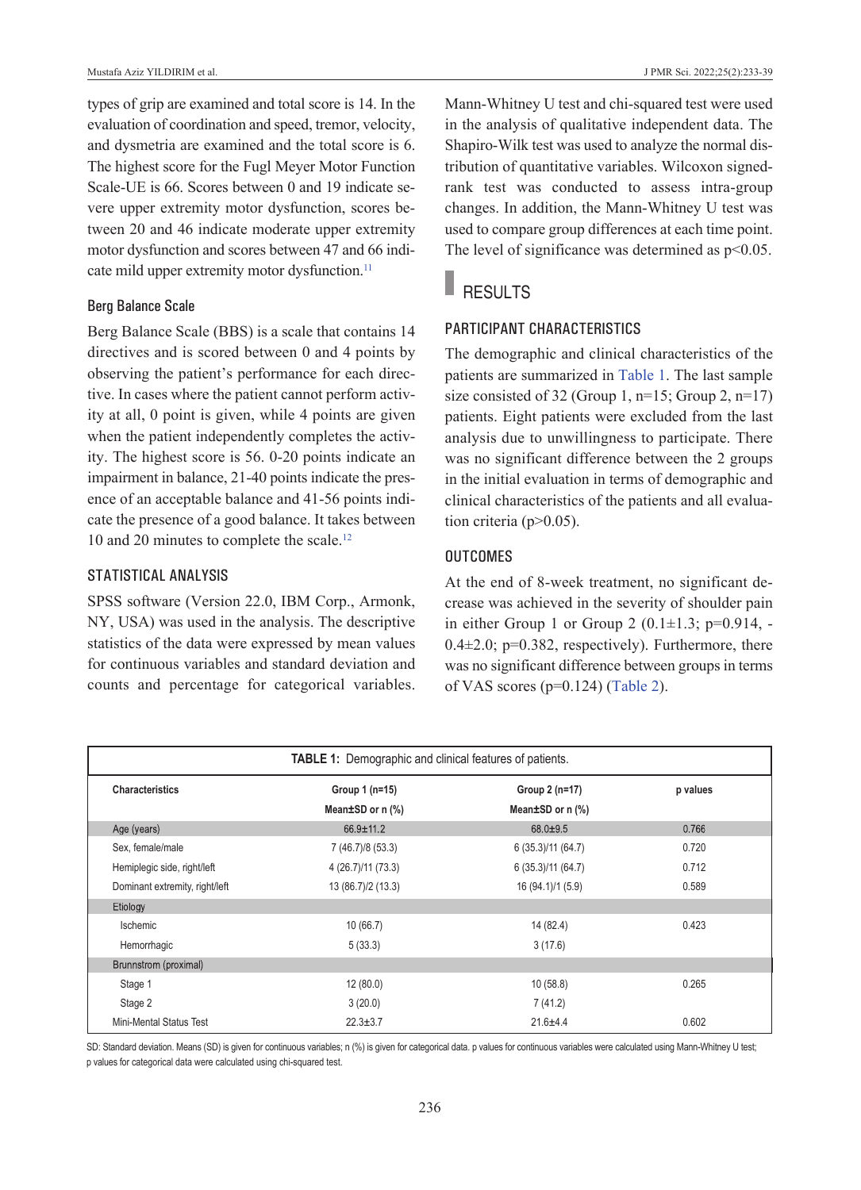types of grip are examined and total score is 14. In the evaluation of coordination and speed, tremor, velocity, and dysmetria are examined and the total score is 6. The highest score for the Fugl Meyer Motor Function Scale-UE is 66. Scores between 0 and 19 indicate severe upper extremity motor dysfunction, scores between 20 and 46 indicate moderate upper extremity motor dysfunction and scores between 47 and 66 indicate mild upper extremity motor dysfunction.[11]

### Berg Balance Scale

Berg Balance Scale (BBS) is a scale that contains 14 directives and is scored between 0 and 4 points by observing the patient's performance for each directive. In cases where the patient cannot perform activity at all, 0 point is given, while 4 points are given when the patient independently completes the activity. The highest score is 56. 0-20 points indicate an impairment in balance, 21-40 points indicate the presence of an acceptable balance and 41-56 points indicate the presence of a good balance. It takes between 10 and 20 minutes to complete the scale.[12]

### STATISTICAL ANALYSIS

SPSS software (Version 22.0, IBM Corp., Armonk, NY, USA) was used in the analysis. The descriptive statistics of the data were expressed by mean values for continuous variables and standard deviation and counts and percentage for categorical variables. Mann-Whitney U test and chi-squared test were used in the analysis of qualitative independent data. The Shapiro-Wilk test was used to analyze the normal distribution of quantitative variables. Wilcoxon signed-rank test was conducted to assess intra-group changes. In addition, the Mann-Whitney U test was used to compare group differences at each time point. The level of significance was determined as $p<0.05$.

## RESULTS

### PARTICIPANT CHARACTERISTICS

The demographic and clinical characteristics of the patients are summarized in Table 1. The last sample size consisted of 32 (Group 1, n=15; Group 2, n=17) patients. Eight patients were excluded from the last analysis due to unwillingness to participate. There was no significant difference between the 2 groups in the initial evaluation in terms of demographic and clinical characteristics of the patients and all evaluation criteria ($p>0.05$).

### OUTCOMES

At the end of 8-week treatment, no significant decrease was achieved in the severity of shoulder pain in either Group 1 or Group 2 (0.1±1.3; p=0.914, -0.4±2.0; p=0.382, respectively). Furthermore, there was no significant difference between groups in terms of VAS scores (p=0.124) (Table 2).

**TABLE 1:** Demographic and clinical features of patients.

| Characteristics | Group 1 (n=15) Mean±SD or n (%) | Group 2 (n=17) Mean±SD or n (%) | p values |
|---|---|---|---|
| Age (years) | 66.9±11.2 | 68.0±9.5 | 0.766 |
| Sex, female/male | 7 (46.7)/8 (53.3) | 6 (35.3)/11 (64.7) | 0.720 |
| Hemiplegic side, right/left | 4 (26.7)/11 (73.3) | 6 (35.3)/11 (64.7) | 0.712 |
| Dominant extremity, right/left | 13 (86.7)/2 (13.3) | 16 (94.1)/1 (5.9) | 0.589 |
| Etiology | | | |
| Ischemic | 10 (66.7) | 14 (82.4) | 0.423 |
| Hemorrhagic | 5 (33.3) | 3 (17.6) | |
| Brunnstrom (proximal) | | | |
| Stage 1 | 12 (80.0) | 10 (58.8) | 0.265 |
| Stage 2 | 3 (20.0) | 7 (41.2) | |
| Mini-Mental Status Test | 22.3±3.7 | 21.6±4.4 | 0.602 |

SD: Standard deviation. Means (SD) is given for continuous variables; n (%) is given for categorical data. p values for continuous variables were calculated using Mann-Whitney U test; p values for categorical data were calculated using chi-squared test.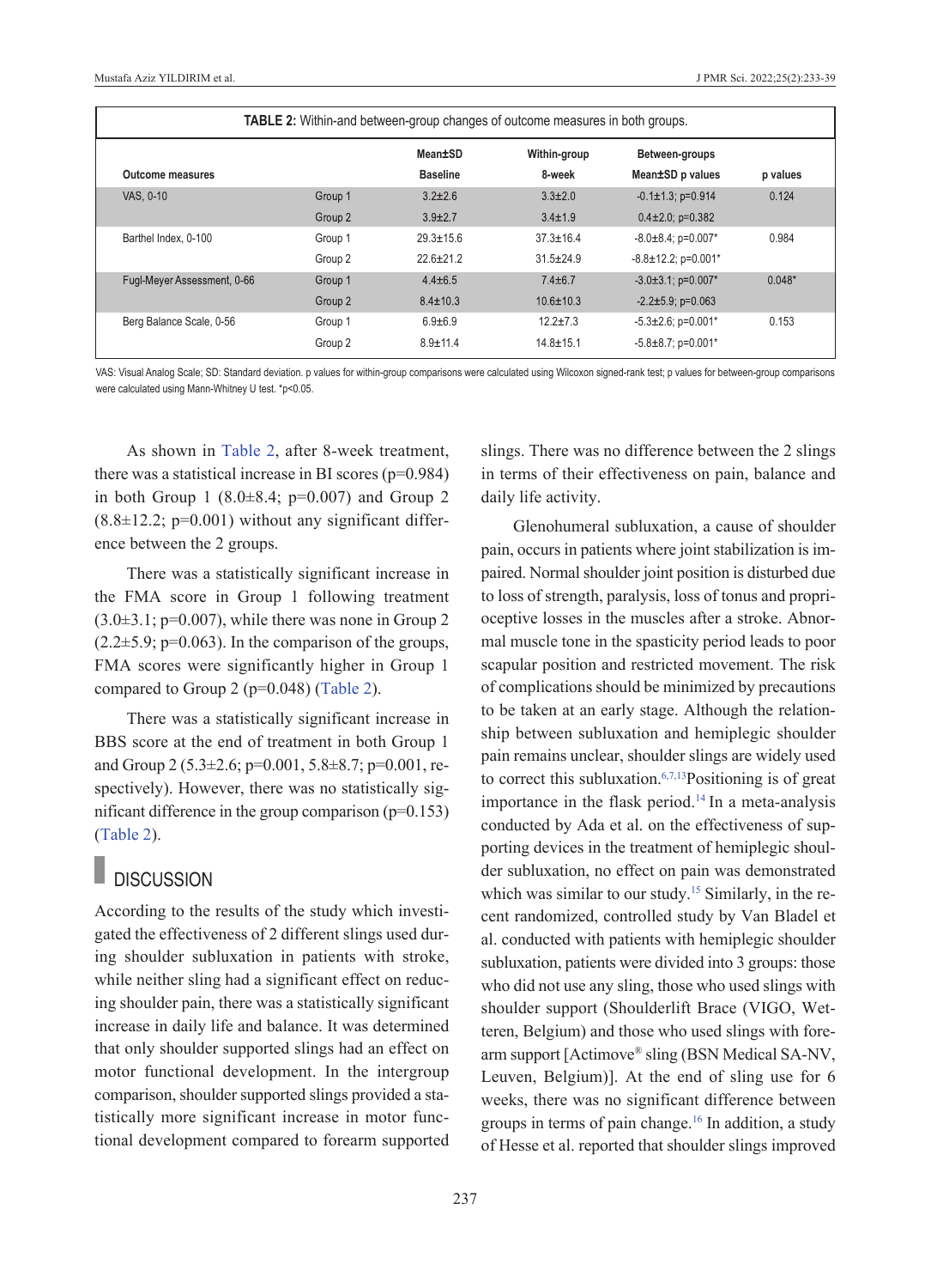**TABLE 2:** Within-and between-group changes of outcome measures in both groups.

| Outcome measures | | Mean±SD Baseline | Within-group 8-week | Between-groups Mean±SD p values | p values |
|---|---|---|---|---|---|
| VAS, 0-10 | Group 1 | 3.2±2.6 | 3.3±2.0 | -0.1±1.3; p=0.914 | 0.124 |
| | Group 2 | 3.9±2.7 | 3.4±1.9 | 0.4±2.0; p=0.382 | |
| Barthel Index, 0-100 | Group 1 | 29.3±15.6 | 37.3±16.4 | -8.0±8.4; p=0.007* | 0.984 |
| | Group 2 | 22.6±21.2 | 31.5±24.9 | -8.8±12.2; p=0.001* | |
| Fugl-Meyer Assessment, 0-66 | Group 1 | 4.4±6.5 | 7.4±6.7 | -3.0±3.1; p=0.007* | 0.048* |
| | Group 2 | 8.4±10.3 | 10.6±10.3 | -2.2±5.9; p=0.063 | |
| Berg Balance Scale, 0-56 | Group 1 | 6.9±6.9 | 12.2±7.3 | -5.3±2.6; p=0.001* | 0.153 |
| | Group 2 | 8.9±11.4 | 14.8±15.1 | -5.8±8.7; p=0.001* | |

VAS: Visual Analog Scale; SD: Standard deviation. p values for within-group comparisons were calculated using Wilcoxon signed-rank test; p values for between-group comparisons were calculated using Mann-Whitney U test. *p<0.05.

As shown in Table 2, after 8-week treatment, there was a statistical increase in BI scores (p=0.984) in both Group 1 (8.0±8.4; p=0.007) and Group 2 (8.8±12.2; p=0.001) without any significant difference between the 2 groups.

There was a statistically significant increase in the FMA score in Group 1 following treatment (3.0±3.1; p=0.007), while there was none in Group 2 (2.2±5.9; p=0.063). In the comparison of the groups, FMA scores were significantly higher in Group 1 compared to Group 2 (p=0.048) (Table 2).

There was a statistically significant increase in BBS score at the end of treatment in both Group 1 and Group 2 (5.3±2.6; p=0.001, 5.8±8.7; p=0.001, respectively). However, there was no statistically significant difference in the group comparison (p=0.153) (Table 2).

## DISCUSSION

According to the results of the study which investigated the effectiveness of 2 different slings used during shoulder subluxation in patients with stroke, while neither sling had a significant effect on reducing shoulder pain, there was a statistically significant increase in daily life and balance. It was determined that only shoulder supported slings had an effect on motor functional development. In the intergroup comparison, shoulder supported slings provided a statistically more significant increase in motor functional development compared to forearm supported slings. There was no difference between the 2 slings in terms of their effectiveness on pain, balance and daily life activity.

Glenohumeral subluxation, a cause of shoulder pain, occurs in patients where joint stabilization is impaired. Normal shoulder joint position is disturbed due to loss of strength, paralysis, loss of tonus and proprioceptive losses in the muscles after a stroke. Abnormal muscle tone in the spasticity period leads to poor scapular position and restricted movement. The risk of complications should be minimized by precautions to be taken at an early stage. Although the relationship between subluxation and hemiplegic shoulder pain remains unclear, shoulder slings are widely used to correct this subluxation.[6,7,13]Positioning is of great importance in the flask period.[14] In a meta-analysis conducted by Ada et al. on the effectiveness of supporting devices in the treatment of hemiplegic shoulder subluxation, no effect on pain was demonstrated which was similar to our study.[15] Similarly, in the recent randomized, controlled study by Van Bladel et al. conducted with patients with hemiplegic shoulder subluxation, patients were divided into 3 groups: those who did not use any sling, those who used slings with shoulder support (Shoulderlift Brace (VIGO, Wetteren, Belgium) and those who used slings with forearm support [Actimove® sling (BSN Medical SA-NV, Leuven, Belgium)]. At the end of sling use for 6 weeks, there was no significant difference between groups in terms of pain change.[16] In addition, a study of Hesse et al. reported that shoulder slings improved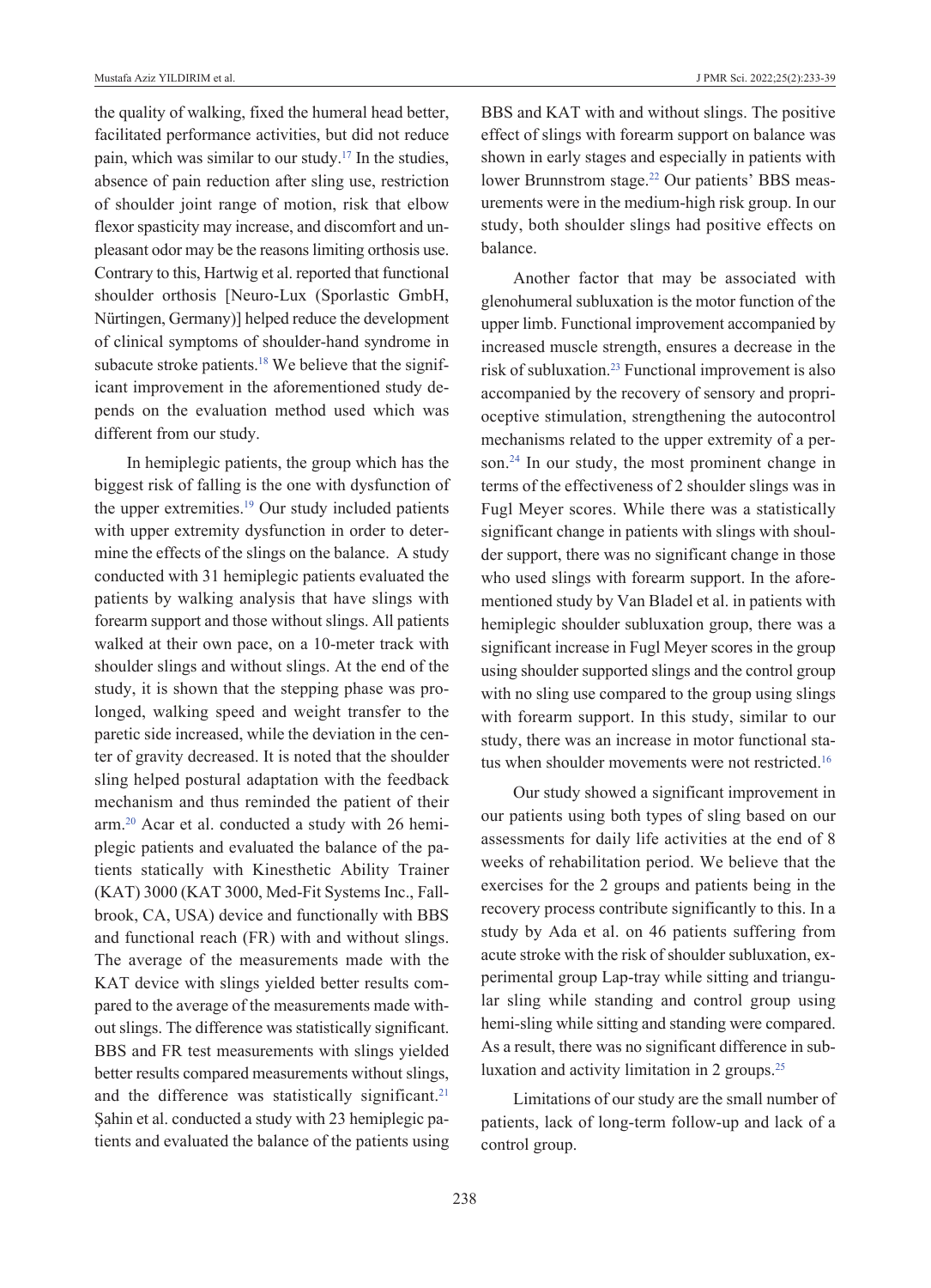the quality of walking, fixed the humeral head better, facilitated performance activities, but did not reduce pain, which was similar to our study.[17] In the studies, absence of pain reduction after sling use, restriction of shoulder joint range of motion, risk that elbow flexor spasticity may increase, and discomfort and unpleasant odor may be the reasons limiting orthosis use. Contrary to this, Hartwig et al. reported that functional shoulder orthosis [Neuro-Lux (Sporlastic GmbH, Nürtingen, Germany)] helped reduce the development of clinical symptoms of shoulder-hand syndrome in subacute stroke patients.[18] We believe that the significant improvement in the aforementioned study depends on the evaluation method used which was different from our study.

In hemiplegic patients, the group which has the biggest risk of falling is the one with dysfunction of the upper extremities.[19] Our study included patients with upper extremity dysfunction in order to determine the effects of the slings on the balance. A study conducted with 31 hemiplegic patients evaluated the patients by walking analysis that have slings with forearm support and those without slings. All patients walked at their own pace, on a 10-meter track with shoulder slings and without slings. At the end of the study, it is shown that the stepping phase was prolonged, walking speed and weight transfer to the paretic side increased, while the deviation in the center of gravity decreased. It is noted that the shoulder sling helped postural adaptation with the feedback mechanism and thus reminded the patient of their arm.[20] Acar et al. conducted a study with 26 hemiplegic patients and evaluated the balance of the patients statically with Kinesthetic Ability Trainer (KAT) 3000 (KAT 3000, Med-Fit Systems Inc., Fallbrook, CA, USA) device and functionally with BBS and functional reach (FR) with and without slings. The average of the measurements made with the KAT device with slings yielded better results compared to the average of the measurements made without slings. The difference was statistically significant. BBS and FR test measurements with slings yielded better results compared measurements without slings, and the difference was statistically significant.[21] Şahin et al. conducted a study with 23 hemiplegic patients and evaluated the balance of the patients using BBS and KAT with and without slings. The positive effect of slings with forearm support on balance was shown in early stages and especially in patients with lower Brunnstrom stage.[22] Our patients' BBS measurements were in the medium-high risk group. In our study, both shoulder slings had positive effects on balance.

Another factor that may be associated with glenohumeral subluxation is the motor function of the upper limb. Functional improvement accompanied by increased muscle strength, ensures a decrease in the risk of subluxation.[23] Functional improvement is also accompanied by the recovery of sensory and proprioceptive stimulation, strengthening the autocontrol mechanisms related to the upper extremity of a person.[24] In our study, the most prominent change in terms of the effectiveness of 2 shoulder slings was in Fugl Meyer scores. While there was a statistically significant change in patients with slings with shoulder support, there was no significant change in those who used slings with forearm support. In the aforementioned study by Van Bladel et al. in patients with hemiplegic shoulder subluxation group, there was a significant increase in Fugl Meyer scores in the group using shoulder supported slings and the control group with no sling use compared to the group using slings with forearm support. In this study, similar to our study, there was an increase in motor functional status when shoulder movements were not restricted.[16]

Our study showed a significant improvement in our patients using both types of sling based on our assessments for daily life activities at the end of 8 weeks of rehabilitation period. We believe that the exercises for the 2 groups and patients being in the recovery process contribute significantly to this. In a study by Ada et al. on 46 patients suffering from acute stroke with the risk of shoulder subluxation, experimental group Lap-tray while sitting and triangular sling while standing and control group using hemi-sling while sitting and standing were compared. As a result, there was no significant difference in subluxation and activity limitation in 2 groups.[25]

Limitations of our study are the small number of patients, lack of long-term follow-up and lack of a control group.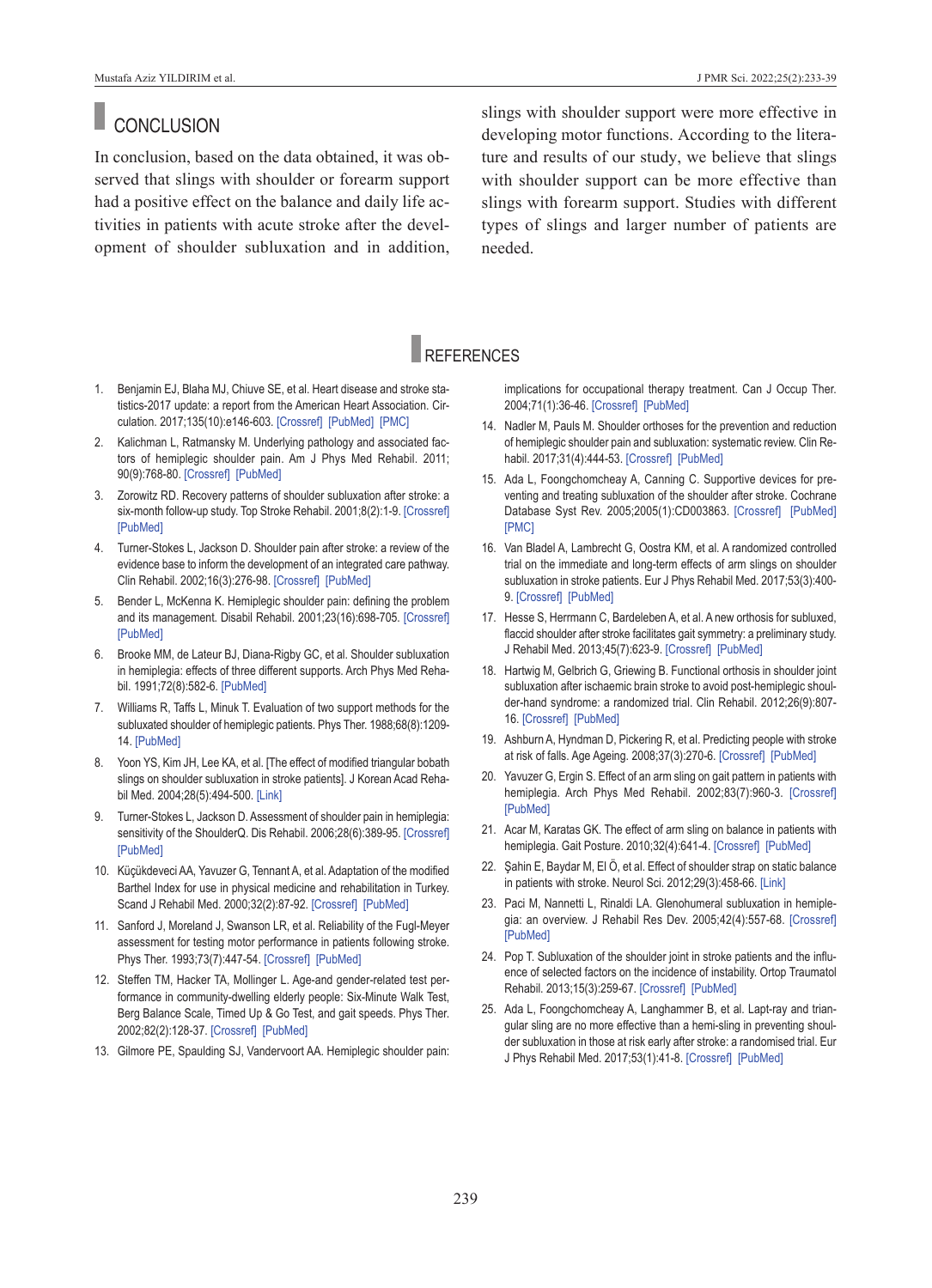## CONCLUSION

In conclusion, based on the data obtained, it was observed that slings with shoulder or forearm support had a positive effect on the balance and daily life activities in patients with acute stroke after the development of shoulder subluxation and in addition, slings with shoulder support were more effective in developing motor functions. According to the literature and results of our study, we believe that slings with shoulder support can be more effective than slings with forearm support. Studies with different types of slings and larger number of patients are needed.

## REFERENCES

1. Benjamin EJ, Blaha MJ, Chiuve SE, et al. Heart disease and stroke statistics-2017 update: a report from the American Heart Association. Circulation. 2017;135(10):e146-603. [Crossref] [PubMed] [PMC]
2. Kalichman L, Ratmansky M. Underlying pathology and associated factors of hemiplegic shoulder pain. Am J Phys Med Rehabil. 2011; 90(9):768-80. [Crossref] [PubMed]
3. Zorowitz RD. Recovery patterns of shoulder subluxation after stroke: a six-month follow-up study. Top Stroke Rehabil. 2001;8(2):1-9. [Crossref] [PubMed]
4. Turner-Stokes L, Jackson D. Shoulder pain after stroke: a review of the evidence base to inform the development of an integrated care pathway. Clin Rehabil. 2002;16(3):276-98. [Crossref] [PubMed]
5. Bender L, McKenna K. Hemiplegic shoulder pain: defining the problem and its management. Disabil Rehabil. 2001;23(16):698-705. [Crossref] [PubMed]
6. Brooke MM, de Lateur BJ, Diana-Rigby GC, et al. Shoulder subluxation in hemiplegia: effects of three different supports. Arch Phys Med Rehabil. 1991;72(8):582-6. [PubMed]
7. Williams R, Taffs L, Minuk T. Evaluation of two support methods for the subluxated shoulder of hemiplegic patients. Phys Ther. 1988;68(8):1209-14. [PubMed]
8. Yoon YS, Kim JH, Lee KA, et al. [The effect of modified triangular bobath slings on shoulder subluxation in stroke patients]. J Korean Acad Rehabil Med. 2004;28(5):494-500. [Link]
9. Turner-Stokes L, Jackson D. Assessment of shoulder pain in hemiplegia: sensitivity of the ShoulderQ. Dis Rehabil. 2006;28(6):389-95. [Crossref] [PubMed]
10. Küçükdeveci AA, Yavuzer G, Tennant A, et al. Adaptation of the modified Barthel Index for use in physical medicine and rehabilitation in Turkey. Scand J Rehabil Med. 2000;32(2):87-92. [Crossref] [PubMed]
11. Sanford J, Moreland J, Swanson LR, et al. Reliability of the Fugl-Meyer assessment for testing motor performance in patients following stroke. Phys Ther. 1993;73(7):447-54. [Crossref] [PubMed]
12. Steffen TM, Hacker TA, Mollinger L. Age-and gender-related test performance in community-dwelling elderly people: Six-Minute Walk Test, Berg Balance Scale, Timed Up & Go Test, and gait speeds. Phys Ther. 2002;82(2):128-37. [Crossref] [PubMed]
13. Gilmore PE, Spaulding SJ, Vandervoort AA. Hemiplegic shoulder pain: implications for occupational therapy treatment. Can J Occup Ther. 2004;71(1):36-46. [Crossref] [PubMed]
14. Nadler M, Pauls M. Shoulder orthoses for the prevention and reduction of hemiplegic shoulder pain and subluxation: systematic review. Clin Rehabil. 2017;31(4):444-53. [Crossref] [PubMed]
15. Ada L, Foongchomcheay A, Canning C. Supportive devices for preventing and treating subluxation of the shoulder after stroke. Cochrane Database Syst Rev. 2005;2005(1):CD003863. [Crossref] [PubMed] [PMC]
16. Van Bladel A, Lambrecht G, Oostra KM, et al. A randomized controlled trial on the immediate and long-term effects of arm slings on shoulder subluxation in stroke patients. Eur J Phys Rehabil Med. 2017;53(3):400-9. [Crossref] [PubMed]
17. Hesse S, Herrmann C, Bardeleben A, et al. A new orthosis for subluxed, flaccid shoulder after stroke facilitates gait symmetry: a preliminary study. J Rehabil Med. 2013;45(7):623-9. [Crossref] [PubMed]
18. Hartwig M, Gelbrich G, Griewing B. Functional orthosis in shoulder joint subluxation after ischaemic brain stroke to avoid post-hemiplegic shoulder-hand syndrome: a randomized trial. Clin Rehabil. 2012;26(9):807-16. [Crossref] [PubMed]
19. Ashburn A, Hyndman D, Pickering R, et al. Predicting people with stroke at risk of falls. Age Ageing. 2008;37(3):270-6. [Crossref] [PubMed]
20. Yavuzer G, Ergin S. Effect of an arm sling on gait pattern in patients with hemiplegia. Arch Phys Med Rehabil. 2002;83(7):960-3. [Crossref] [PubMed]
21. Acar M, Karatas GK. The effect of arm sling on balance in patients with hemiplegia. Gait Posture. 2010;32(4):641-4. [Crossref] [PubMed]
22. Şahin E, Baydar M, El Ö, et al. Effect of shoulder strap on static balance in patients with stroke. Neurol Sci. 2012;29(3):458-66. [Link]
23. Paci M, Nannetti L, Rinaldi LA. Glenohumeral subluxation in hemiplegia: an overview. J Rehabil Res Dev. 2005;42(4):557-68. [Crossref] [PubMed]
24. Pop T. Subluxation of the shoulder joint in stroke patients and the influence of selected factors on the incidence of instability. Ortop Traumatol Rehabil. 2013;15(3):259-67. [Crossref] [PubMed]
25. Ada L, Foongchomcheay A, Langhammer B, et al. Lapt-ray and triangular sling are no more effective than a hemi-sling in preventing shoulder subluxation in those at risk early after stroke: a randomised trial. Eur J Phys Rehabil Med. 2017;53(1):41-8. [Crossref] [PubMed]